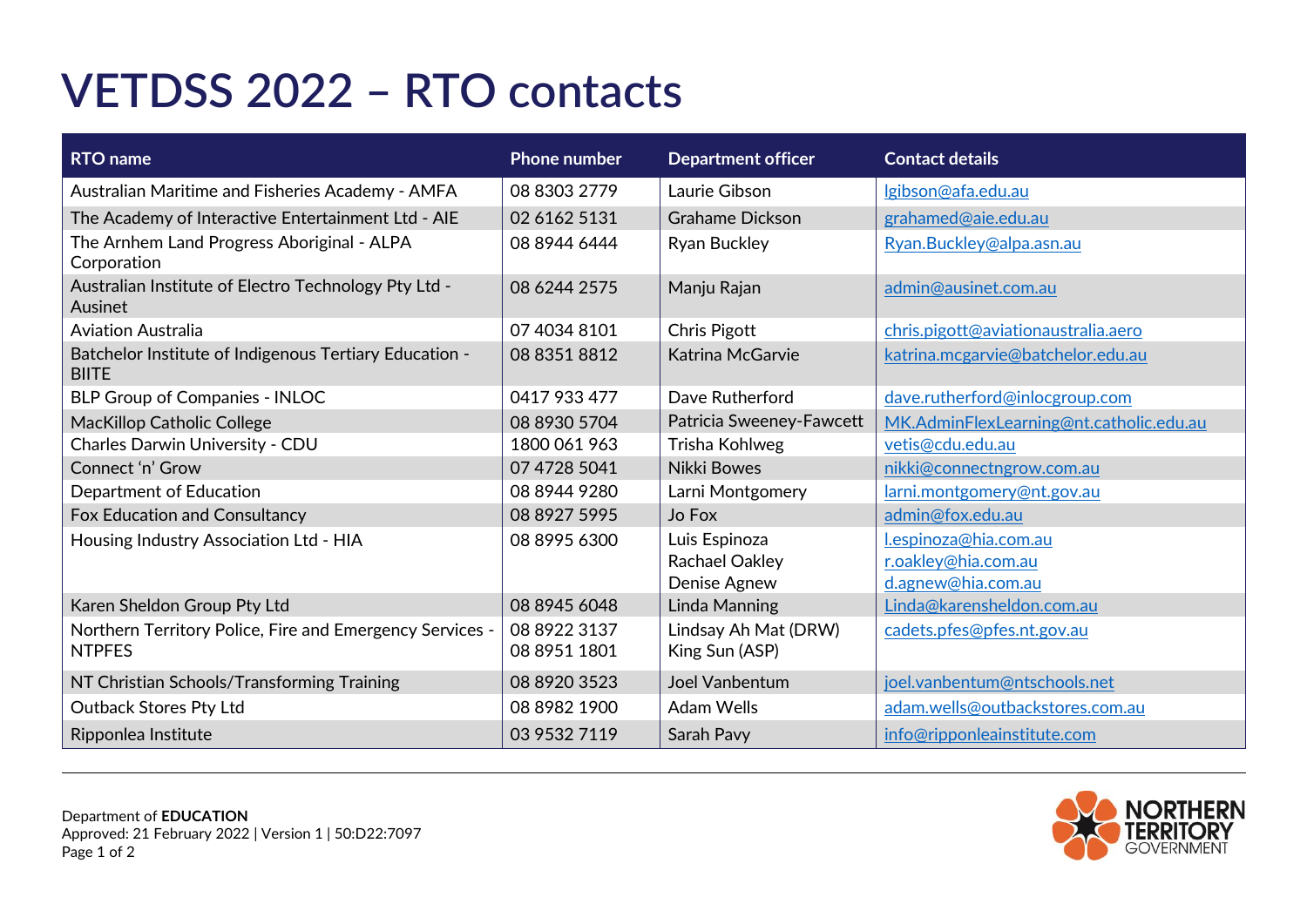# VETDSS 2022 – RTO contacts

| RTO name | Phone number | Department officer | Contact details |
|---|---|---|---|
| Australian Maritime and Fisheries Academy - AMFA | 08 8303 2779 | Laurie Gibson | lgibson@afa.edu.au |
| The Academy of Interactive Entertainment Ltd - AIE | 02 6162 5131 | Grahame Dickson | grahamed@aie.edu.au |
| The Arnhem Land Progress Aboriginal - ALPA Corporation | 08 8944 6444 | Ryan Buckley | Ryan.Buckley@alpa.asn.au |
| Australian Institute of Electro Technology Pty Ltd - Ausinet | 08 6244 2575 | Manju Rajan | admin@ausinet.com.au |
| Aviation Australia | 07 4034 8101 | Chris Pigott | chris.pigott@aviationaustralia.aero |
| Batchelor Institute of Indigenous Tertiary Education - BIITE | 08 8351 8812 | Katrina McGarvie | katrina.mcgarvie@batchelor.edu.au |
| BLP Group of Companies - INLOC | 0417 933 477 | Dave Rutherford | dave.rutherford@inlocgroup.com |
| MacKillop Catholic College | 08 8930 5704 | Patricia Sweeney-Fawcett | MK.AdminFlexLearning@nt.catholic.edu.au |
| Charles Darwin University - CDU | 1800 061 963 | Trisha Kohlweg | vetis@cdu.edu.au |
| Connect 'n' Grow | 07 4728 5041 | Nikki Bowes | nikki@connectngrow.com.au |
| Department of Education | 08 8944 9280 | Larni Montgomery | larni.montgomery@nt.gov.au |
| Fox Education and Consultancy | 08 8927 5995 | Jo Fox | admin@fox.edu.au |
| Housing Industry Association Ltd - HIA | 08 8995 6300 | Luis Espinoza<br>Rachael Oakley<br>Denise Agnew | l.espinoza@hia.com.au<br>r.oakley@hia.com.au<br>d.agnew@hia.com.au |
| Karen Sheldon Group Pty Ltd | 08 8945 6048 | Linda Manning | Linda@karensheldon.com.au |
| Northern Territory Police, Fire and Emergency Services - NTPFES | 08 8922 3137<br>08 8951 1801 | Lindsay Ah Mat (DRW)<br>King Sun (ASP) | cadets.pfes@pfes.nt.gov.au |
| NT Christian Schools/Transforming Training | 08 8920 3523 | Joel Vanbentum | joel.vanbentum@ntschools.net |
| Outback Stores Pty Ltd | 08 8982 1900 | Adam Wells | adam.wells@outbackstores.com.au |
| Ripponlea Institute | 03 9532 7119 | Sarah Pavy | info@ripponleainstitute.com |

Department of **EDUCATION**
Approved: 21 February 2022 | Version 1 | 50:D22:7097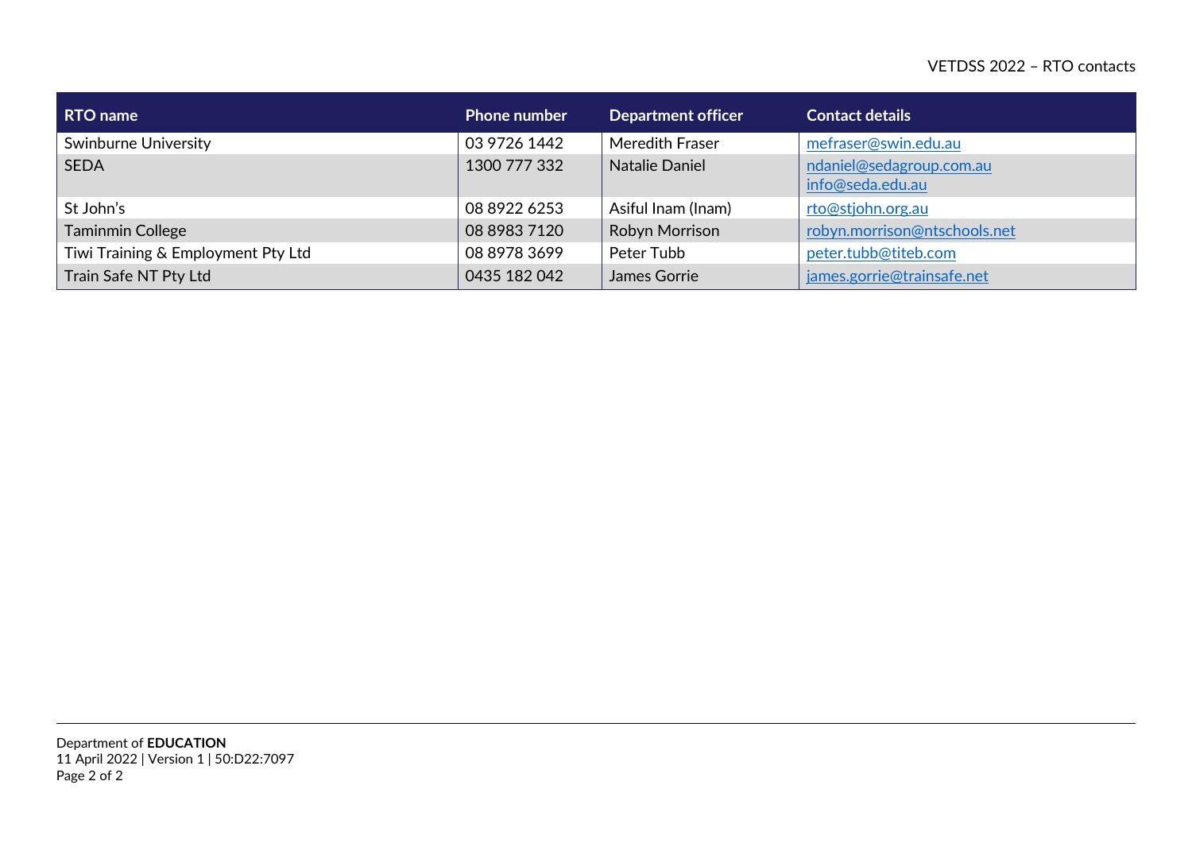| RTO name | Phone number | Department officer | Contact details |
|---|---|---|---|
| Swinburne University | 03 9726 1442 | Meredith Fraser | mefraser@swin.edu.au |
| SEDA | 1300 777 332 | Natalie Daniel | ndaniel@sedagroup.com.au<br>info@seda.edu.au |
| St John's | 08 8922 6253 | Asiful Inam (Inam) | rto@stjohn.org.au |
| Taminmin College | 08 8983 7120 | Robyn Morrison | robyn.morrison@ntschools.net |
| Tiwi Training & Employment Pty Ltd | 08 8978 3699 | Peter Tubb | peter.tubb@titeb.com |
| Train Safe NT Pty Ltd | 0435 182 042 | James Gorrie | james.gorrie@trainsafe.net |